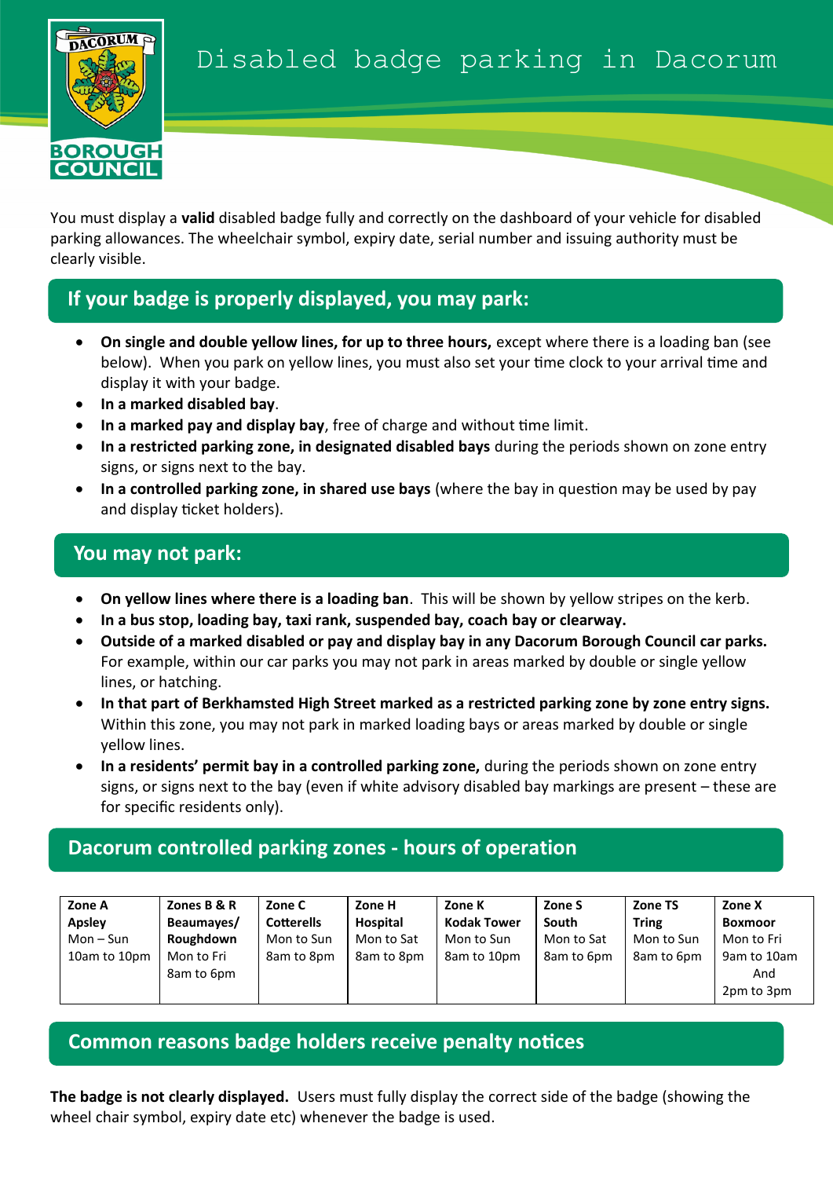# Disabled badge parking in Dacorum

You must display a **valid** disabled badge fully and correctly on the dashboard of your vehicle for disabled parking allowances. The wheelchair symbol, expiry date, serial number and issuing authority must be clearly visible.

## If your badge is properly displayed, you may park:

- **On single and double yellow lines, for up to three hours,** except where there is a loading ban (see below). When you park on yellow lines, you must also set your time clock to your arrival time and display it with your badge.
- **In a marked disabled bay**.
- **In a marked pay and display bay**, free of charge and without time limit.
- **In a restricted parking zone, in designated disabled bays** during the periods shown on zone entry signs, or signs next to the bay.
- **In a controlled parking zone, in shared use bays** (where the bay in question may be used by pay and display ticket holders).

## You may not park:

- **On yellow lines where there is a loading ban**. This will be shown by yellow stripes on the kerb.
- **In a bus stop, loading bay, taxi rank, suspended bay, coach bay or clearway.**
- **Outside of a marked disabled or pay and display bay in any Dacorum Borough Council car parks.** For example, within our car parks you may not park in areas marked by double or single yellow lines, or hatching.
- **In that part of Berkhamsted High Street marked as a restricted parking zone by zone entry signs.** Within this zone, you may not park in marked loading bays or areas marked by double or single yellow lines.
- **In a residents' permit bay in a controlled parking zone,** during the periods shown on zone entry signs, or signs next to the bay (even if white advisory disabled bay markings are present – these are for specific residents only).

## Dacorum controlled parking zones - hours of operation

| **Zone A Apsley** | **Zones B & R Beaumayes/ Roughdown** | **Zone C Cotterells** | **Zone H Hospital** | **Zone K Kodak Tower** | **Zone S South** | **Zone TS Tring** | **Zone X Boxmoor** |
|---|---|---|---|---|---|---|---|
| Mon – Sun 10am to 10pm | Mon to Fri 8am to 6pm | Mon to Sun 8am to 8pm | Mon to Sat 8am to 8pm | Mon to Sun 8am to 10pm | Mon to Sat 8am to 6pm | Mon to Sun 8am to 6pm | Mon to Fri 9am to 10am And 2pm to 3pm |

## Common reasons badge holders receive penalty notices

**The badge is not clearly displayed.** Users must fully display the correct side of the badge (showing the wheel chair symbol, expiry date etc) whenever the badge is used.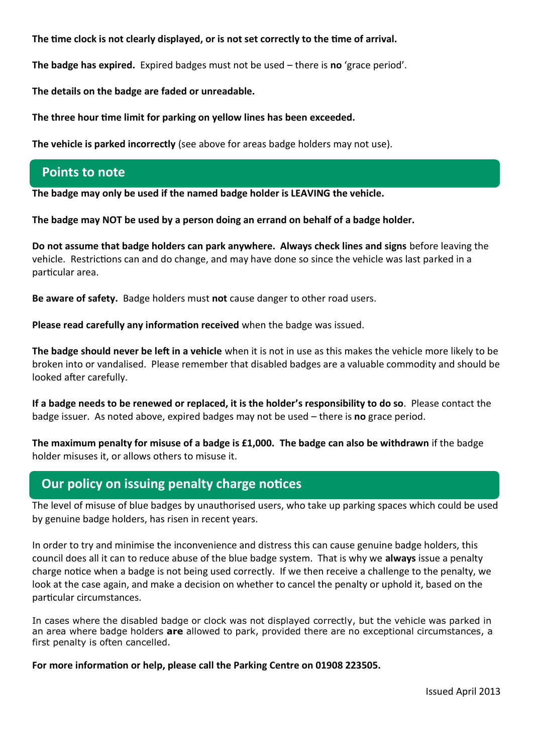**The time clock is not clearly displayed, or is not set correctly to the time of arrival.**

**The badge has expired.** Expired badges must not be used – there is **no** 'grace period'.

**The details on the badge are faded or unreadable.**

**The three hour time limit for parking on yellow lines has been exceeded.**

**The vehicle is parked incorrectly** (see above for areas badge holders may not use).

## Points to note

**The badge may only be used if the named badge holder is LEAVING the vehicle.**

**The badge may NOT be used by a person doing an errand on behalf of a badge holder.**

**Do not assume that badge holders can park anywhere. Always check lines and signs** before leaving the vehicle. Restrictions can and do change, and may have done so since the vehicle was last parked in a particular area.

**Be aware of safety.** Badge holders must **not** cause danger to other road users.

**Please read carefully any information received** when the badge was issued.

**The badge should never be left in a vehicle** when it is not in use as this makes the vehicle more likely to be broken into or vandalised. Please remember that disabled badges are a valuable commodity and should be looked after carefully.

**If a badge needs to be renewed or replaced, it is the holder's responsibility to do so**. Please contact the badge issuer. As noted above, expired badges may not be used – there is **no** grace period.

**The maximum penalty for misuse of a badge is £1,000. The badge can also be withdrawn** if the badge holder misuses it, or allows others to misuse it.

## Our policy on issuing penalty charge notices

The level of misuse of blue badges by unauthorised users, who take up parking spaces which could be used by genuine badge holders, has risen in recent years.

In order to try and minimise the inconvenience and distress this can cause genuine badge holders, this council does all it can to reduce abuse of the blue badge system. That is why we **always** issue a penalty charge notice when a badge is not being used correctly. If we then receive a challenge to the penalty, we look at the case again, and make a decision on whether to cancel the penalty or uphold it, based on the particular circumstances.

In cases where the disabled badge or clock was not displayed correctly, but the vehicle was parked in an area where badge holders **are** allowed to park, provided there are no exceptional circumstances, a first penalty is often cancelled.

**For more information or help, please call the Parking Centre on 01908 223505.**

Issued April 2013